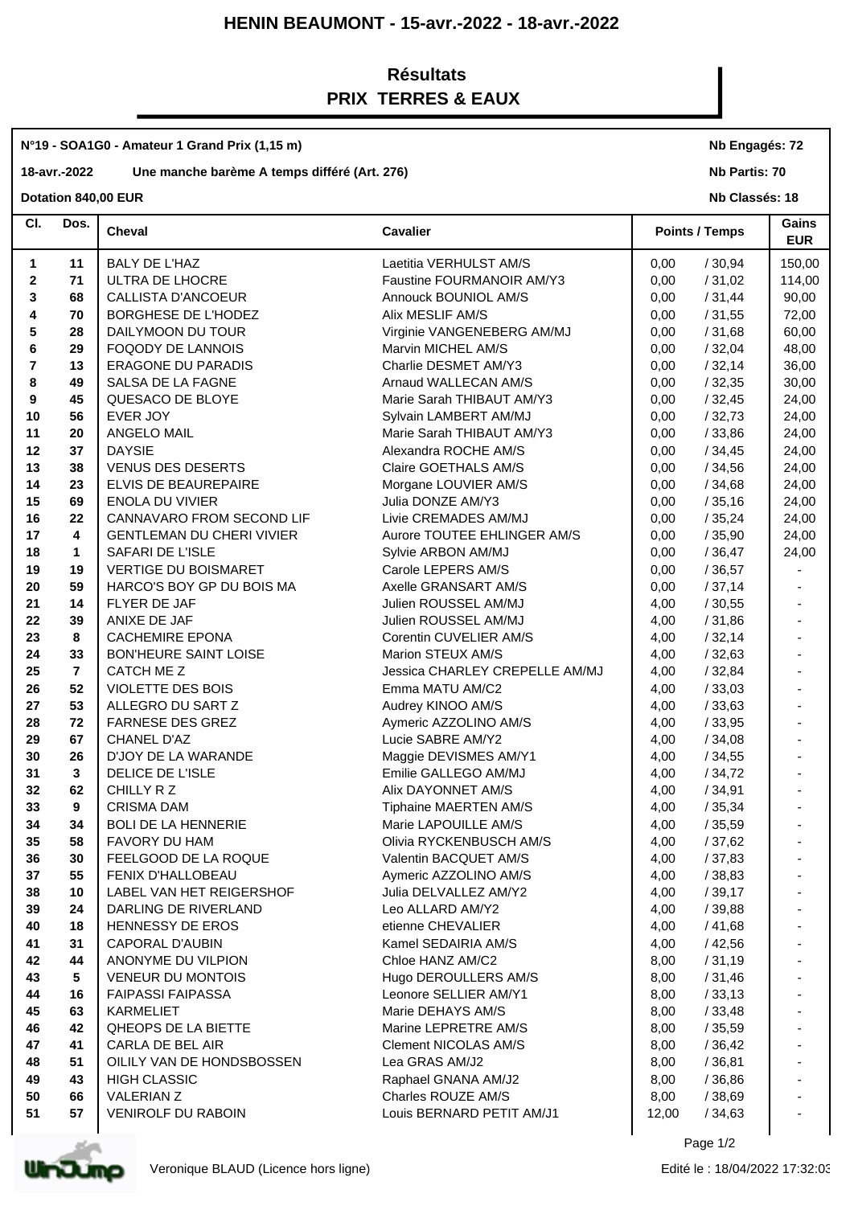# HENIN BEAUMONT - 15-avr.-2022 - 18-avr.-2022

## Résultats
## PRIX TERRES & EAUX

**N°19 - SOA1G0 - Amateur 1 Grand Prix (1,15 m)** — **Nb Engagés: 72**

**18-avr.-2022** — **Une manche barème A temps différé (Art. 276)** — **Nb Partis: 70**

**Dotation 840,00 EUR** — **Nb Classés: 18**

| Cl. | Dos. | Cheval | Cavalier | Points / Temps | | Gains EUR |
|---|---|---|---|---|---|---|
| 1 | 11 | BALY DE L'HAZ | Laetitia VERHULST AM/S | 0,00 | / 30,94 | 150,00 |
| 2 | 71 | ULTRA DE LHOCRE | Faustine FOURMANOIR AM/Y3 | 0,00 | / 31,02 | 114,00 |
| 3 | 68 | CALLISTA D'ANCOEUR | Annouck BOUNIOL AM/S | 0,00 | / 31,44 | 90,00 |
| 4 | 70 | BORGHESE DE L'HODEZ | Alix MESLIF AM/S | 0,00 | / 31,55 | 72,00 |
| 5 | 28 | DAILYMOON DU TOUR | Virginie VANGENEBERG AM/MJ | 0,00 | / 31,68 | 60,00 |
| 6 | 29 | FOQODY DE LANNOIS | Marvin MICHEL AM/S | 0,00 | / 32,04 | 48,00 |
| 7 | 13 | ERAGONE DU PARADIS | Charlie DESMET AM/Y3 | 0,00 | / 32,14 | 36,00 |
| 8 | 49 | SALSA DE LA FAGNE | Arnaud WALLECAN AM/S | 0,00 | / 32,35 | 30,00 |
| 9 | 45 | QUESACO DE BLOYE | Marie Sarah THIBAUT AM/Y3 | 0,00 | / 32,45 | 24,00 |
| 10 | 56 | EVER JOY | Sylvain LAMBERT AM/MJ | 0,00 | / 32,73 | 24,00 |
| 11 | 20 | ANGELO MAIL | Marie Sarah THIBAUT AM/Y3 | 0,00 | / 33,86 | 24,00 |
| 12 | 37 | DAYSIE | Alexandra ROCHE AM/S | 0,00 | / 34,45 | 24,00 |
| 13 | 38 | VENUS DES DESERTS | Claire GOETHALS AM/S | 0,00 | / 34,56 | 24,00 |
| 14 | 23 | ELVIS DE BEAUREPAIRE | Morgane LOUVIER AM/S | 0,00 | / 34,68 | 24,00 |
| 15 | 69 | ENOLA DU VIVIER | Julia DONZE AM/Y3 | 0,00 | / 35,16 | 24,00 |
| 16 | 22 | CANNAVARO FROM SECOND LIF | Livie CREMADES AM/MJ | 0,00 | / 35,24 | 24,00 |
| 17 | 4 | GENTLEMAN DU CHERI VIVIER | Aurore TOUTEE EHLINGER AM/S | 0,00 | / 35,90 | 24,00 |
| 18 | 1 | SAFARI DE L'ISLE | Sylvie ARBON AM/MJ | 0,00 | / 36,47 | 24,00 |
| 19 | 19 | VERTIGE DU BOISMARET | Carole LEPERS AM/S | 0,00 | / 36,57 | - |
| 20 | 59 | HARCO'S BOY GP DU BOIS MA | Axelle GRANSART AM/S | 0,00 | / 37,14 | - |
| 21 | 14 | FLYER DE JAF | Julien ROUSSEL AM/MJ | 4,00 | / 30,55 | - |
| 22 | 39 | ANIXE DE JAF | Julien ROUSSEL AM/MJ | 4,00 | / 31,86 | - |
| 23 | 8 | CACHEMIRE EPONA | Corentin CUVELIER AM/S | 4,00 | / 32,14 | - |
| 24 | 33 | BON'HEURE SAINT LOISE | Marion STEUX AM/S | 4,00 | / 32,63 | - |
| 25 | 7 | CATCH ME Z | Jessica CHARLEY CREPELLE AM/MJ | 4,00 | / 32,84 | - |
| 26 | 52 | VIOLETTE DES BOIS | Emma MATU AM/C2 | 4,00 | / 33,03 | - |
| 27 | 53 | ALLEGRO DU SART Z | Audrey KINOO AM/S | 4,00 | / 33,63 | - |
| 28 | 72 | FARNESE DES GREZ | Aymeric AZZOLINO AM/S | 4,00 | / 33,95 | - |
| 29 | 67 | CHANEL D'AZ | Lucie SABRE AM/Y2 | 4,00 | / 34,08 | - |
| 30 | 26 | D'JOY DE LA WARANDE | Maggie DEVISMES AM/Y1 | 4,00 | / 34,55 | - |
| 31 | 3 | DELICE DE L'ISLE | Emilie GALLEGO AM/MJ | 4,00 | / 34,72 | - |
| 32 | 62 | CHILLY R Z | Alix DAYONNET AM/S | 4,00 | / 34,91 | - |
| 33 | 9 | CRISMA DAM | Tiphaine MAERTEN AM/S | 4,00 | / 35,34 | - |
| 34 | 34 | BOLI DE LA HENNERIE | Marie LAPOUILLE AM/S | 4,00 | / 35,59 | - |
| 35 | 58 | FAVORY DU HAM | Olivia RYCKENBUSCH AM/S | 4,00 | / 37,62 | - |
| 36 | 30 | FEELGOOD DE LA ROQUE | Valentin BACQUET AM/S | 4,00 | / 37,83 | - |
| 37 | 55 | FENIX D'HALLOBEAU | Aymeric AZZOLINO AM/S | 4,00 | / 38,83 | - |
| 38 | 10 | LABEL VAN HET REIGERSHOF | Julia DELVALLEZ AM/Y2 | 4,00 | / 39,17 | - |
| 39 | 24 | DARLING DE RIVERLAND | Leo ALLARD AM/Y2 | 4,00 | / 39,88 | - |
| 40 | 18 | HENNESSY DE EROS | etienne CHEVALIER | 4,00 | / 41,68 | - |
| 41 | 31 | CAPORAL D'AUBIN | Kamel SEDAIRIA AM/S | 4,00 | / 42,56 | - |
| 42 | 44 | ANONYME DU VILPION | Chloe HANZ AM/C2 | 8,00 | / 31,19 | - |
| 43 | 5 | VENEUR DU MONTOIS | Hugo DEROULLERS AM/S | 8,00 | / 31,46 | - |
| 44 | 16 | FAIPASSI FAIPASSA | Leonore SELLIER AM/Y1 | 8,00 | / 33,13 | - |
| 45 | 63 | KARMELIET | Marie DEHAYS AM/S | 8,00 | / 33,48 | - |
| 46 | 42 | QHEOPS DE LA BIETTE | Marine LEPRETRE AM/S | 8,00 | / 35,59 | - |
| 47 | 41 | CARLA DE BEL AIR | Clement NICOLAS AM/S | 8,00 | / 36,42 | - |
| 48 | 51 | OILILY VAN DE HONDSBOSSEN | Lea GRAS AM/J2 | 8,00 | / 36,81 | - |
| 49 | 43 | HIGH CLASSIC | Raphael GNANA AM/J2 | 8,00 | / 36,86 | - |
| 50 | 66 | VALERIAN Z | Charles ROUZE AM/S | 8,00 | / 38,69 | - |
| 51 | 57 | VENIROLF DU RABOIN | Louis BERNARD PETIT AM/J1 | 12,00 | / 34,63 | - |

Veronique BLAUD (Licence hors ligne) — Edité le : 18/04/2022 17:32:03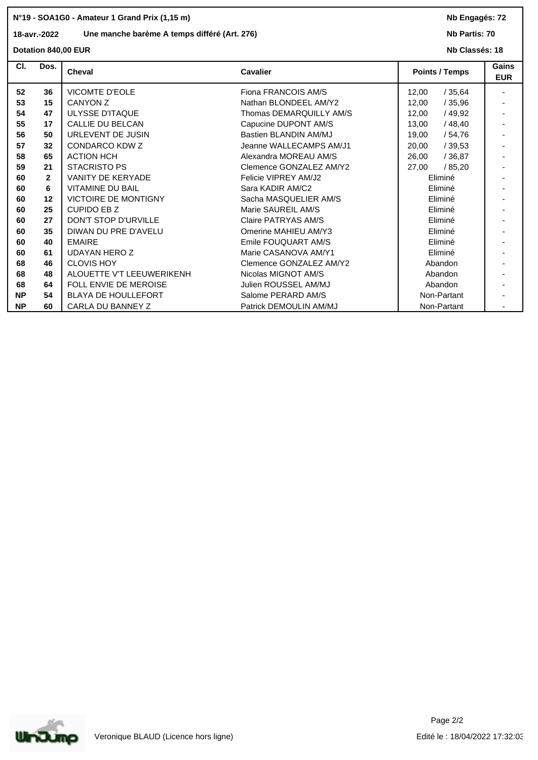**N°19 - SOA1G0 - Amateur 1 Grand Prix (1,15 m)**

**Nb Engagés: 72**

**18-avr.-2022** **Une manche barème A temps différé (Art. 276)**

**Nb Partis: 70**

**Dotation 840,00 EUR**

**Nb Classés: 18**

| Cl. | Dos. | Cheval | Cavalier | Points / Temps | Gains EUR |
|---|---|---|---|---|---|
| 52 | 36 | VICOMTE D'EOLE | Fiona FRANCOIS AM/S | 12,00 / 35,64 | - |
| 53 | 15 | CANYON Z | Nathan BLONDEEL AM/Y2 | 12,00 / 35,96 | - |
| 54 | 47 | ULYSSE D'ITAQUE | Thomas DEMARQUILLY AM/S | 12,00 / 49,92 | - |
| 55 | 17 | CALLIE DU BELCAN | Capucine DUPONT AM/S | 13,00 / 48,40 | - |
| 56 | 50 | URLEVENT DE JUSIN | Bastien BLANDIN AM/MJ | 19,00 / 54,76 | - |
| 57 | 32 | CONDARCO KDW Z | Jeanne WALLECAMPS AM/J1 | 20,00 / 39,53 | - |
| 58 | 65 | ACTION HCH | Alexandra MOREAU AM/S | 26,00 / 36,87 | - |
| 59 | 21 | STACRISTO PS | Clemence GONZALEZ AM/Y2 | 27,00 / 85,20 | - |
| 60 | 2 | VANITY DE KERYADE | Felicie VIPREY AM/J2 | Eliminé | - |
| 60 | 6 | VITAMINE DU BAIL | Sara KADIR AM/C2 | Eliminé | - |
| 60 | 12 | VICTOIRE DE MONTIGNY | Sacha MASQUELIER AM/S | Eliminé | - |
| 60 | 25 | CUPIDO EB Z | Marie SAUREIL AM/S | Eliminé | - |
| 60 | 27 | DON'T STOP D'URVILLE | Claire PATRYAS AM/S | Eliminé | - |
| 60 | 35 | DIWAN DU PRE D'AVELU | Omerine MAHIEU AM/Y3 | Eliminé | - |
| 60 | 40 | EMAIRE | Emile FOUQUART AM/S | Eliminé | - |
| 60 | 61 | UDAYAN HERO Z | Marie CASANOVA AM/Y1 | Eliminé | - |
| 68 | 46 | CLOVIS HOY | Clemence GONZALEZ AM/Y2 | Abandon | - |
| 68 | 48 | ALOUETTE V'T LEEUWERIKENH | Nicolas MIGNOT AM/S | Abandon | - |
| 68 | 64 | FOLL ENVIE DE MEROISE | Julien ROUSSEL AM/MJ | Abandon | - |
| NP | 54 | BLAYA DE HOULLEFORT | Salome PERARD AM/S | Non-Partant | - |
| NP | 60 | CARLA DU BANNEY Z | Patrick DEMOULIN AM/MJ | Non-Partant | - |

Veronique BLAUD (Licence hors ligne)

Edité le : 18/04/2022 17:32:03